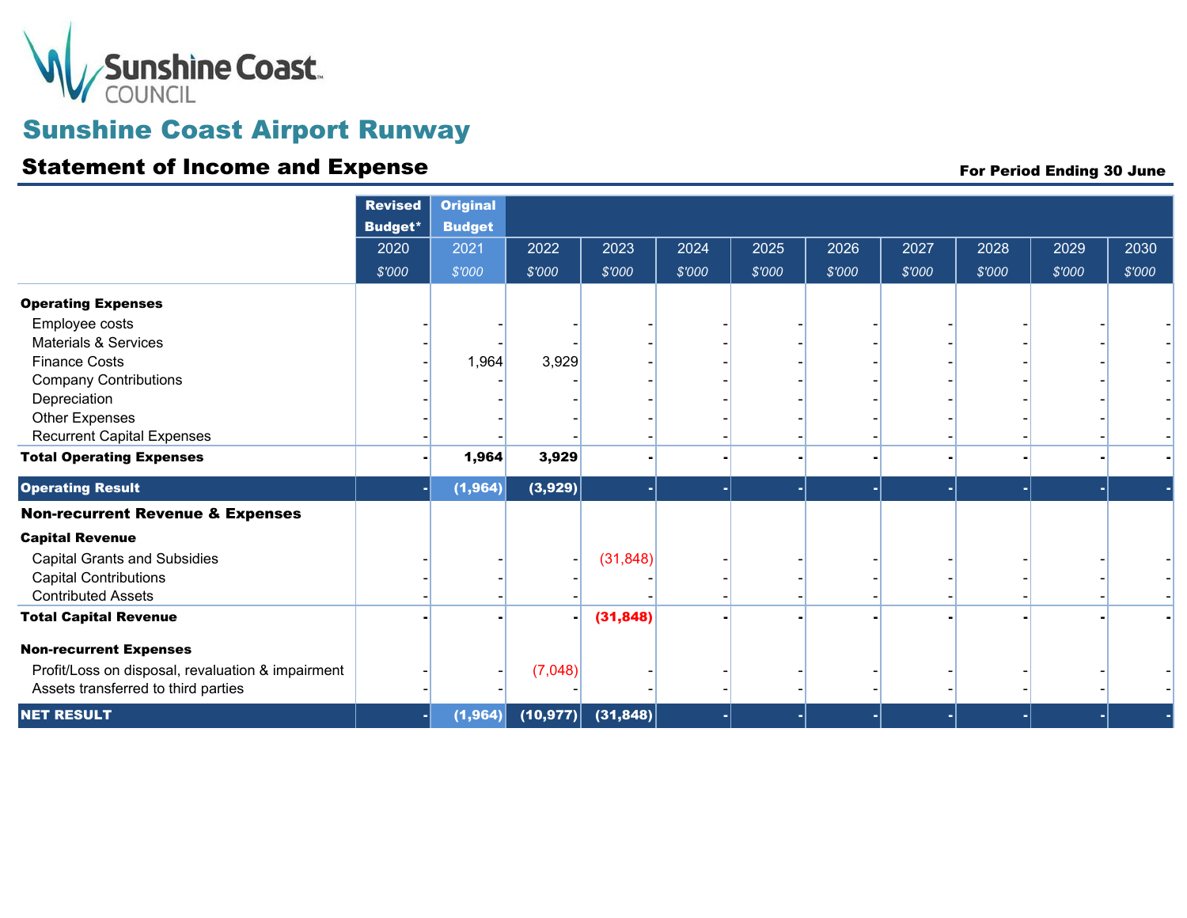Sunshine Coast COUNCIL

# Sunshine Coast Airport Runway

## Statement of Income and Expense

**For Period Ending 30 June**

| | Revised Budget* | Original Budget | | | | | | | | | |
|---|---|---|---|---|---|---|---|---|---|---|---|
| | 2020 | 2021 | 2022 | 2023 | 2024 | 2025 | 2026 | 2027 | 2028 | 2029 | 2030 |
| | *$'000* | *$'000* | *$'000* | *$'000* | *$'000* | *$'000* | *$'000* | *$'000* | *$'000* | *$'000* | *$'000* |
| **Operating Expenses** | | | | | | | | | | | |
| Employee costs | - | - | - | - | - | - | - | - | - | - | - |
| Materials & Services | - | - | - | - | - | - | - | - | - | - | - |
| Finance Costs | - | 1,964 | 3,929 | - | - | - | - | - | - | - | - |
| Company Contributions | - | - | - | - | - | - | - | - | - | - | - |
| Depreciation | - | - | - | - | - | - | - | - | - | - | - |
| Other Expenses | - | - | - | - | - | - | - | - | - | - | - |
| Recurrent Capital Expenses | - | - | - | - | - | - | - | - | - | - | - |
| **Total Operating Expenses** | **-** | **1,964** | **3,929** | **-** | **-** | **-** | **-** | **-** | **-** | **-** | **-** |
| **Operating Result** | **-** | **(1,964)** | **(3,929)** | **-** | **-** | **-** | **-** | **-** | **-** | **-** | **-** |
| **Non-recurrent Revenue & Expenses** | | | | | | | | | | | |
| **Capital Revenue** | | | | | | | | | | | |
| Capital Grants and Subsidies | - | - | - | (31,848) | - | - | - | - | - | - | - |
| Capital Contributions | - | - | - | - | - | - | - | - | - | - | - |
| Contributed Assets | - | - | - | - | - | - | - | - | - | - | - |
| **Total Capital Revenue** | **-** | **-** | **-** | **(31,848)** | **-** | **-** | **-** | **-** | **-** | **-** | **-** |
| **Non-recurrent Expenses** | | | | | | | | | | | |
| Profit/Loss on disposal, revaluation & impairment | - | - | (7,048) | - | - | - | - | - | - | - | - |
| Assets transferred to third parties | - | - | - | - | - | - | - | - | - | - | - |
| **NET RESULT** | **-** | **(1,964)** | **(10,977)** | **(31,848)** | **-** | **-** | **-** | **-** | **-** | **-** | **-** |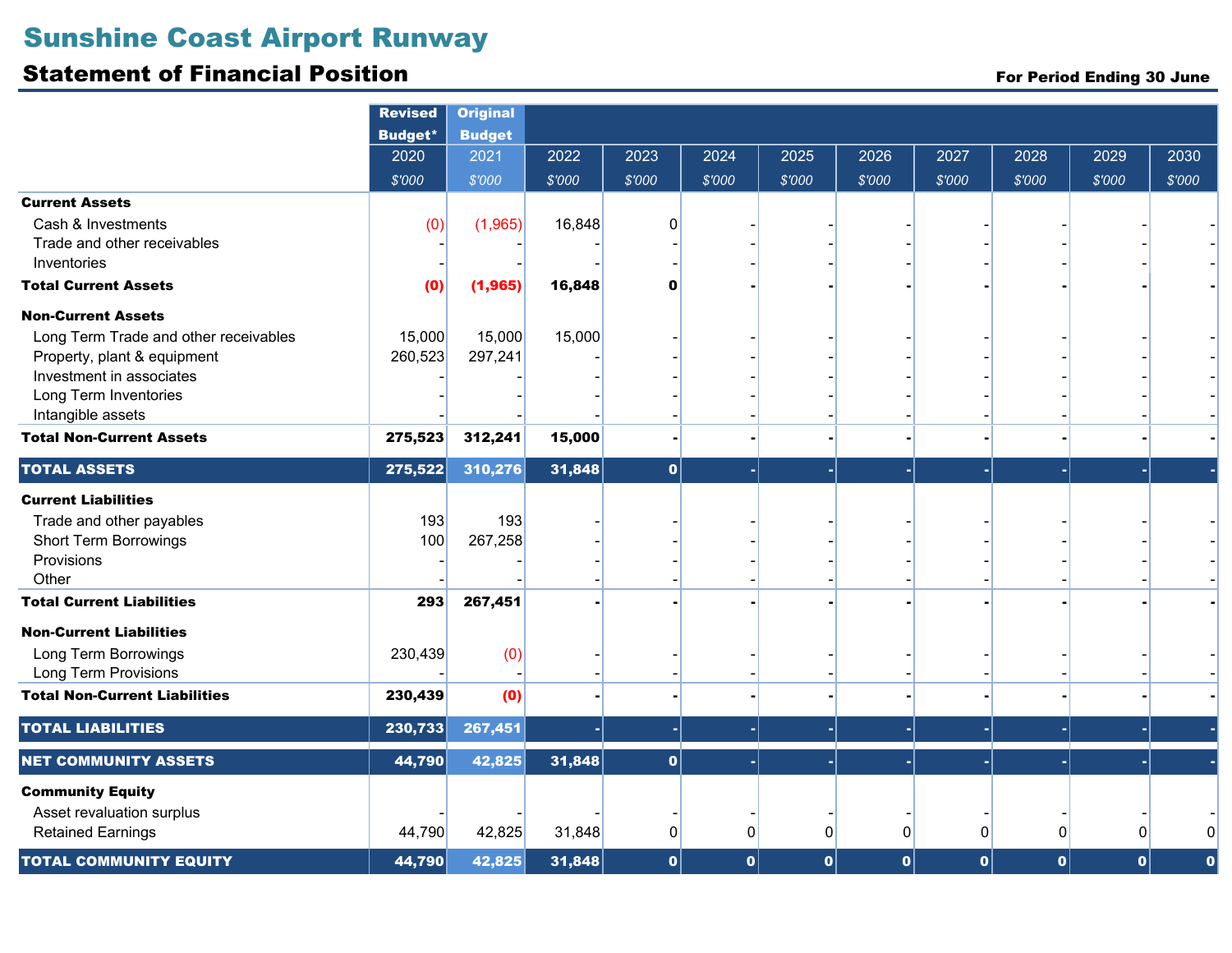# Sunshine Coast Airport Runway

## Statement of Financial Position

**For Period Ending 30 June**

| | Revised Budget* | Original Budget | | | | | | | | | |
|---|---|---|---|---|---|---|---|---|---|---|---|
| | 2020 | 2021 | 2022 | 2023 | 2024 | 2025 | 2026 | 2027 | 2028 | 2029 | 2030 |
| | $'000 | $'000 | $'000 | $'000 | $'000 | $'000 | $'000 | $'000 | $'000 | $'000 | $'000 |
| **Current Assets** | | | | | | | | | | | |
| Cash & Investments | (0) | (1,965) | 16,848 | 0 | - | - | - | - | - | - | - |
| Trade and other receivables | - | - | - | - | - | - | - | - | - | - | - |
| Inventories | - | - | - | - | - | - | - | - | - | - | - |
| **Total Current Assets** | **(0)** | **(1,965)** | **16,848** | **0** | **-** | **-** | **-** | **-** | **-** | **-** | **-** |
| **Non-Current Assets** | | | | | | | | | | | |
| Long Term Trade and other receivables | 15,000 | 15,000 | 15,000 | - | - | - | - | - | - | - | - |
| Property, plant & equipment | 260,523 | 297,241 | - | - | - | - | - | - | - | - | - |
| Investment in associates | - | - | - | - | - | - | - | - | - | - | - |
| Long Term Inventories | - | - | - | - | - | - | - | - | - | - | - |
| Intangible assets | - | - | - | - | - | - | - | - | - | - | - |
| **Total Non-Current Assets** | **275,523** | **312,241** | **15,000** | **-** | **-** | **-** | **-** | **-** | **-** | **-** | **-** |
| **TOTAL ASSETS** | **275,522** | **310,276** | **31,848** | **0** | **-** | **-** | **-** | **-** | **-** | **-** | **-** |
| **Current Liabilities** | | | | | | | | | | | |
| Trade and other payables | 193 | 193 | - | - | - | - | - | - | - | - | - |
| Short Term Borrowings | 100 | 267,258 | - | - | - | - | - | - | - | - | - |
| Provisions | - | - | - | - | - | - | - | - | - | - | - |
| Other | - | - | - | - | - | - | - | - | - | - | - |
| **Total Current Liabilities** | **293** | **267,451** | **-** | **-** | **-** | **-** | **-** | **-** | **-** | **-** | **-** |
| **Non-Current Liabilities** | | | | | | | | | | | |
| Long Term Borrowings | 230,439 | (0) | - | - | - | - | - | - | - | - | - |
| Long Term Provisions | - | - | - | - | - | - | - | - | - | - | - |
| **Total Non-Current Liabilities** | **230,439** | **(0)** | **-** | **-** | **-** | **-** | **-** | **-** | **-** | **-** | **-** |
| **TOTAL LIABILITIES** | **230,733** | **267,451** | **-** | **-** | **-** | **-** | **-** | **-** | **-** | **-** | **-** |
| **NET COMMUNITY ASSETS** | **44,790** | **42,825** | **31,848** | **0** | **-** | **-** | **-** | **-** | **-** | **-** | **-** |
| **Community Equity** | | | | | | | | | | | |
| Asset revaluation surplus | - | - | - | - | - | - | - | - | - | - | - |
| Retained Earnings | 44,790 | 42,825 | 31,848 | 0 | 0 | 0 | 0 | 0 | 0 | 0 | 0 |
| **TOTAL COMMUNITY EQUITY** | **44,790** | **42,825** | **31,848** | **0** | **0** | **0** | **0** | **0** | **0** | **0** | **0** |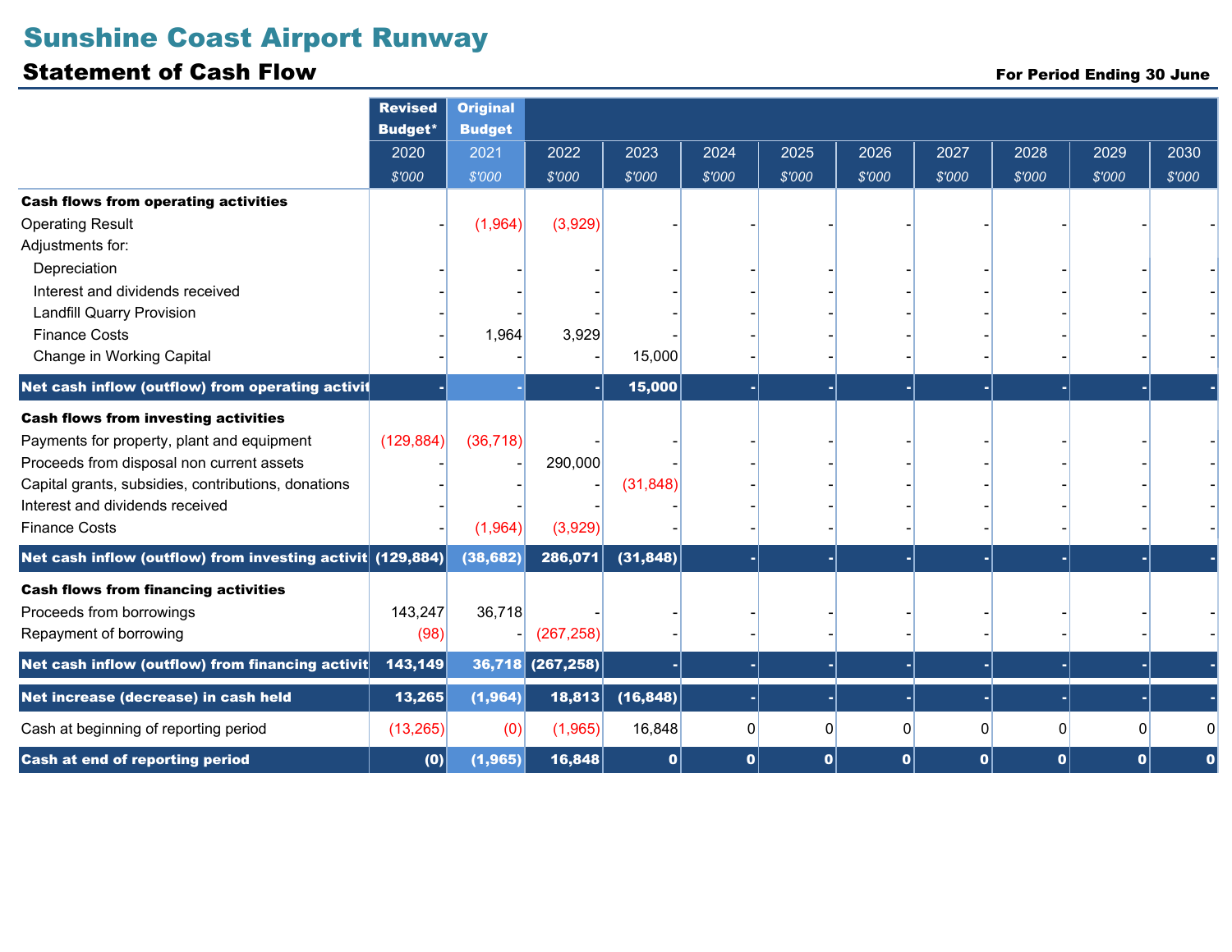# Sunshine Coast Airport Runway

## Statement of Cash Flow

**For Period Ending 30 June**

| | Revised Budget* | Original Budget | | | | | | | | | |
|---|---|---|---|---|---|---|---|---|---|---|---|
| | 2020 | 2021 | 2022 | 2023 | 2024 | 2025 | 2026 | 2027 | 2028 | 2029 | 2030 |
| | $'000 | $'000 | $'000 | $'000 | $'000 | $'000 | $'000 | $'000 | $'000 | $'000 | $'000 |
| **Cash flows from operating activities** | | | | | | | | | | | |
| Operating Result | - | (1,964) | (3,929) | - | - | - | - | - | - | - | - |
| Adjustments for: | | | | | | | | | | | |
| Depreciation | - | - | - | - | - | - | - | - | - | - | - |
| Interest and dividends received | - | - | - | - | - | - | - | - | - | - | - |
| Landfill Quarry Provision | - | - | - | - | - | - | - | - | - | - | - |
| Finance Costs | - | 1,964 | 3,929 | - | - | - | - | - | - | - | - |
| Change in Working Capital | - | - | - | 15,000 | - | - | - | - | - | - | - |
| **Net cash inflow (outflow) from operating activit** | **-** | **-** | **-** | **15,000** | **-** | **-** | **-** | **-** | **-** | **-** | **-** |
| **Cash flows from investing activities** | | | | | | | | | | | |
| Payments for property, plant and equipment | (129,884) | (36,718) | - | - | - | - | - | - | - | - | - |
| Proceeds from disposal non current assets | - | - | 290,000 | - | - | - | - | - | - | - | - |
| Capital grants, subsidies, contributions, donations | - | - | - | (31,848) | - | - | - | - | - | - | - |
| Interest and dividends received | - | - | - | - | - | - | - | - | - | - | - |
| Finance Costs | - | (1,964) | (3,929) | - | - | - | - | - | - | - | - |
| **Net cash inflow (outflow) from investing activit** | **(129,884)** | **(38,682)** | **286,071** | **(31,848)** | **-** | **-** | **-** | **-** | **-** | **-** | **-** |
| **Cash flows from financing activities** | | | | | | | | | | | |
| Proceeds from borrowings | 143,247 | 36,718 | - | - | - | - | - | - | - | - | - |
| Repayment of borrowing | (98) | - | (267,258) | - | - | - | - | - | - | - | - |
| **Net cash inflow (outflow) from financing activit** | **143,149** | **36,718** | **(267,258)** | **-** | **-** | **-** | **-** | **-** | **-** | **-** | **-** |
| **Net increase (decrease) in cash held** | **13,265** | **(1,964)** | **18,813** | **(16,848)** | **-** | **-** | **-** | **-** | **-** | **-** | **-** |
| Cash at beginning of reporting period | (13,265) | (0) | (1,965) | 16,848 | 0 | 0 | 0 | 0 | 0 | 0 | 0 |
| **Cash at end of reporting period** | **(0)** | **(1,965)** | **16,848** | **0** | **0** | **0** | **0** | **0** | **0** | **0** | **0** |